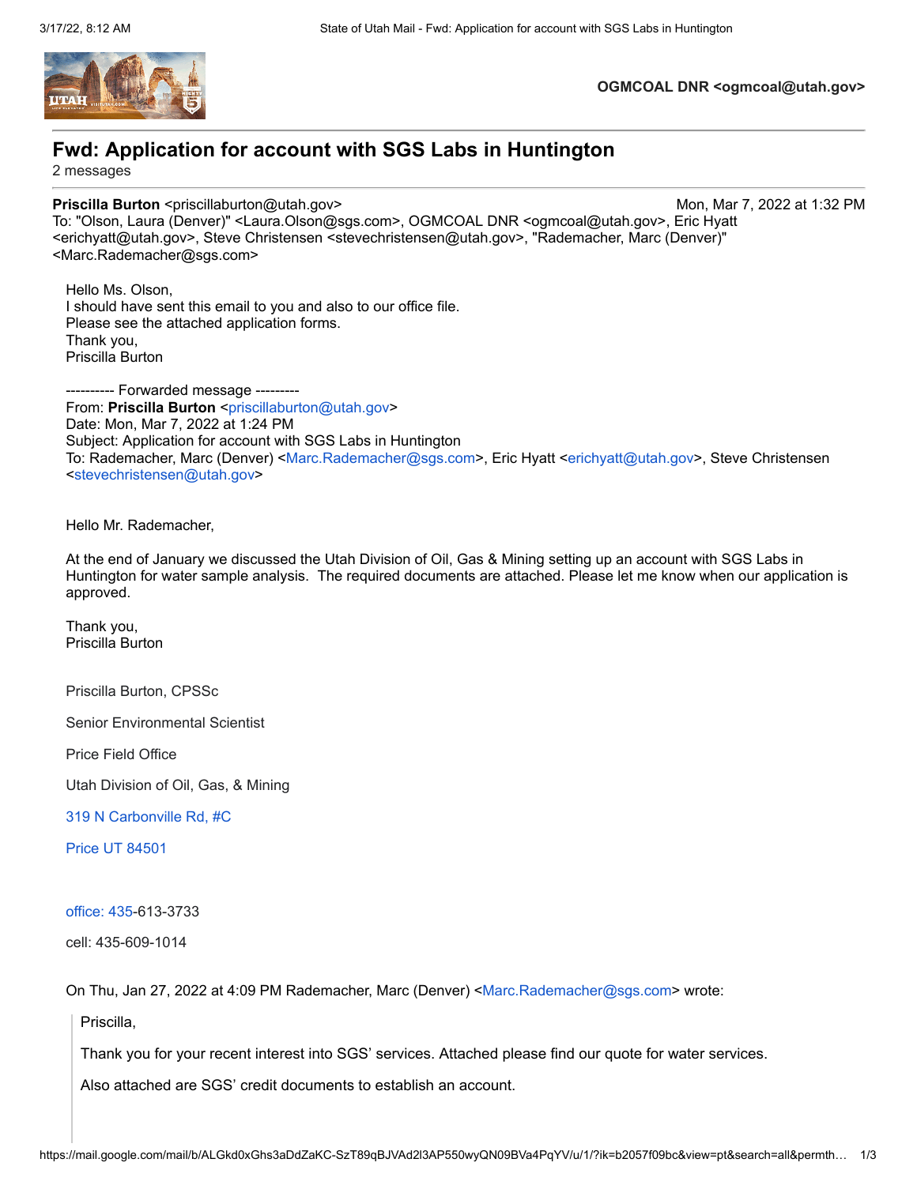**OGMCOAL DNR <ogmcoal@utah.gov>**

# Fwd: Application for account with SGS Labs in Huntington

2 messages

**Priscilla Burton** <priscillaburton@utah.gov> Mon, Mar 7, 2022 at 1:32 PM
To: "Olson, Laura (Denver)" <Laura.Olson@sgs.com>, OGMCOAL DNR <ogmcoal@utah.gov>, Eric Hyatt <erichyatt@utah.gov>, Steve Christensen <stevechristensen@utah.gov>, "Rademacher, Marc (Denver)" <Marc.Rademacher@sgs.com>

Hello Ms. Olson,
I should have sent this email to you and also to our office file.
Please see the attached application forms.
Thank you,
Priscilla Burton

---------- Forwarded message ---------
From: **Priscilla Burton** <priscillaburton@utah.gov>
Date: Mon, Mar 7, 2022 at 1:24 PM
Subject: Application for account with SGS Labs in Huntington
To: Rademacher, Marc (Denver) <Marc.Rademacher@sgs.com>, Eric Hyatt <erichyatt@utah.gov>, Steve Christensen <stevechristensen@utah.gov>

Hello Mr. Rademacher,

At the end of January we discussed the Utah Division of Oil, Gas & Mining setting up an account with SGS Labs in Huntington for water sample analysis. The required documents are attached. Please let me know when our application is approved.

Thank you,
Priscilla Burton

Priscilla Burton, CPSSc

Senior Environmental Scientist

Price Field Office

Utah Division of Oil, Gas, & Mining

319 N Carbonville Rd, #C

Price UT 84501

office: 435-613-3733

cell: 435-609-1014

On Thu, Jan 27, 2022 at 4:09 PM Rademacher, Marc (Denver) <Marc.Rademacher@sgs.com> wrote:

> Priscilla,
>
> Thank you for your recent interest into SGS' services. Attached please find our quote for water services.
>
> Also attached are SGS' credit documents to establish an account.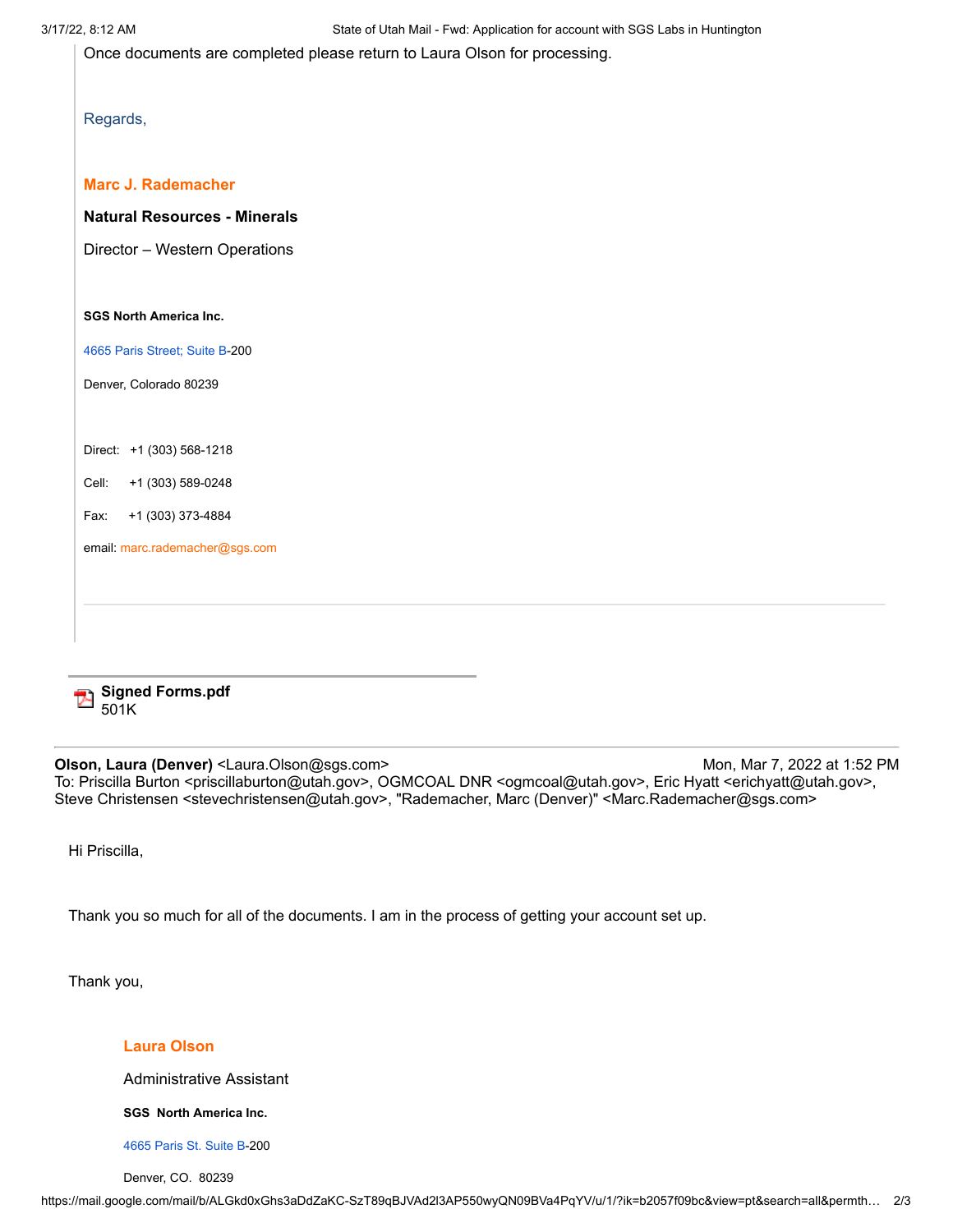Once documents are completed please return to Laura Olson for processing.

Regards,

**Marc J. Rademacher**

**Natural Resources - Minerals**

Director – Western Operations

**SGS North America Inc.**

4665 Paris Street; Suite B-200

Denver, Colorado 80239

Direct: +1 (303) 568-1218

Cell: +1 (303) 589-0248

Fax: +1 (303) 373-4884

email: marc.rademacher@sgs.com

---

**Signed Forms.pdf**
501K

---

**Olson, Laura (Denver)** <Laura.Olson@sgs.com> Mon, Mar 7, 2022 at 1:52 PM
To: Priscilla Burton <priscillaburton@utah.gov>, OGMCOAL DNR <ogmcoal@utah.gov>, Eric Hyatt <erichyatt@utah.gov>, Steve Christensen <stevechristensen@utah.gov>, "Rademacher, Marc (Denver)" <Marc.Rademacher@sgs.com>

Hi Priscilla,

Thank you so much for all of the documents. I am in the process of getting your account set up.

Thank you,

**Laura Olson**

Administrative Assistant

**SGS North America Inc.**

4665 Paris St. Suite B-200

Denver, CO. 80239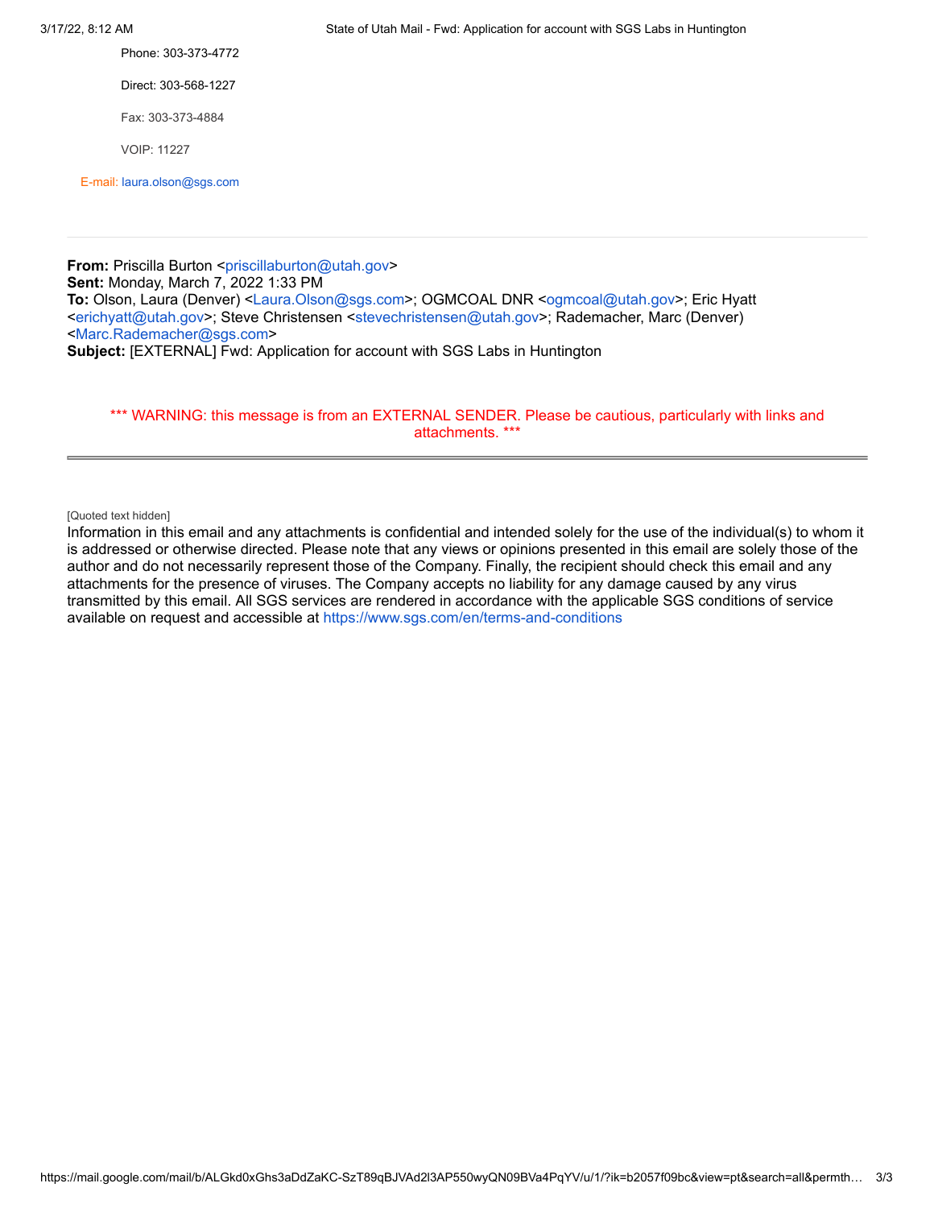Phone: 303-373-4772

Direct: 303-568-1227

Fax: 303-373-4884

VOIP: 11227

E-mail: laura.olson@sgs.com

---

**From:** Priscilla Burton <priscillaburton@utah.gov>
**Sent:** Monday, March 7, 2022 1:33 PM
**To:** Olson, Laura (Denver) <Laura.Olson@sgs.com>; OGMCOAL DNR <ogmcoal@utah.gov>; Eric Hyatt <erichyatt@utah.gov>; Steve Christensen <stevechristensen@utah.gov>; Rademacher, Marc (Denver) <Marc.Rademacher@sgs.com>
**Subject:** [EXTERNAL] Fwd: Application for account with SGS Labs in Huntington

*** WARNING: this message is from an EXTERNAL SENDER. Please be cautious, particularly with links and attachments. ***

---

[Quoted text hidden]

Information in this email and any attachments is confidential and intended solely for the use of the individual(s) to whom it is addressed or otherwise directed. Please note that any views or opinions presented in this email are solely those of the author and do not necessarily represent those of the Company. Finally, the recipient should check this email and any attachments for the presence of viruses. The Company accepts no liability for any damage caused by any virus transmitted by this email. All SGS services are rendered in accordance with the applicable SGS conditions of service available on request and accessible at https://www.sgs.com/en/terms-and-conditions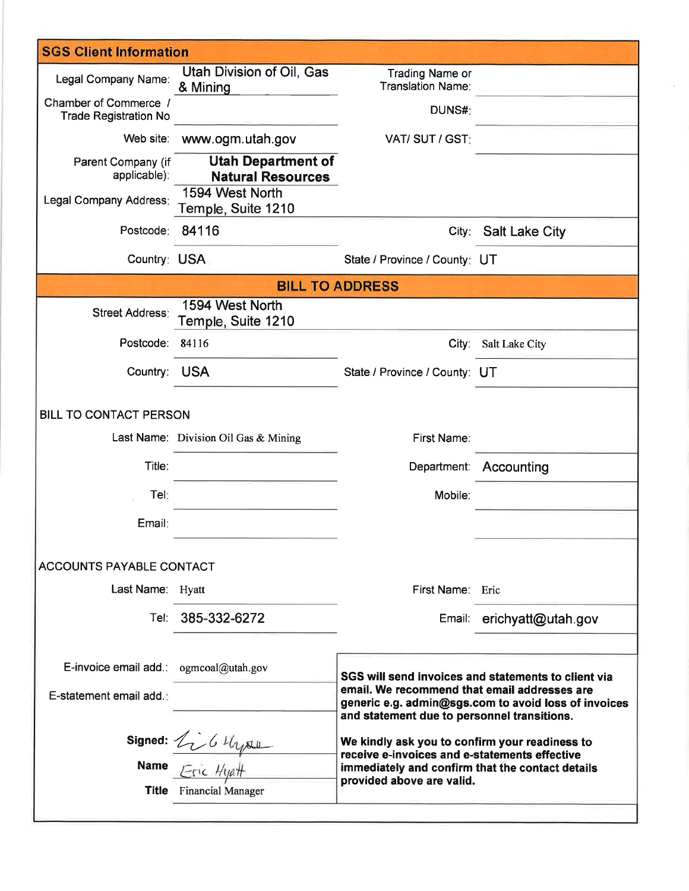## SGS Client Information

| | | | |
|---|---|---|---|
| Legal Company Name: | Utah Division of Oil, Gas & Mining | Trading Name or Translation Name: | |
| Chamber of Commerce / Trade Registration No | | DUNS#: | |
| Web site: | www.ogm.utah.gov | VAT/ SUT / GST: | |
| Parent Company (if applicable): | **Utah Department of Natural Resources** | | |
| Legal Company Address: | 1594 West North Temple, Suite 1210 | | |
| Postcode: | 84116 | City: | Salt Lake City |
| Country: | USA | State / Province / County: | UT |

## BILL TO ADDRESS

| | | | |
|---|---|---|---|
| Street Address: | 1594 West North Temple, Suite 1210 | | |
| Postcode: | 84116 | City: | Salt Lake City |
| Country: | USA | State / Province / County: | UT |

BILL TO CONTACT PERSON

| | | | |
|---|---|---|---|
| Last Name: | Division Oil Gas & Mining | First Name: | |
| Title: | | Department: | Accounting |
| Tel: | | Mobile: | |
| Email: | | | |

ACCOUNTS PAYABLE CONTACT

| | | | |
|---|---|---|---|
| Last Name: | Hyatt | First Name: | Eric |
| Tel: | 385-332-6272 | Email: | erichyatt@utah.gov |

| | |
|---|---|
| E-invoice email add.: | ogmcoal@utah.gov |
| E-statement email add.: | |
| **Signed:** | *(signature)* |
| **Name** | Eric Hyatt |
| **Title** | Financial Manager |

**SGS will send invoices and statements to client via email. We recommend that email addresses are generic e.g. admin@sgs.com to avoid loss of invoices and statement due to personnel transitions.**

**We kindly ask you to confirm your readiness to receive e-invoices and e-statements effective immediately and confirm that the contact details provided above are valid.**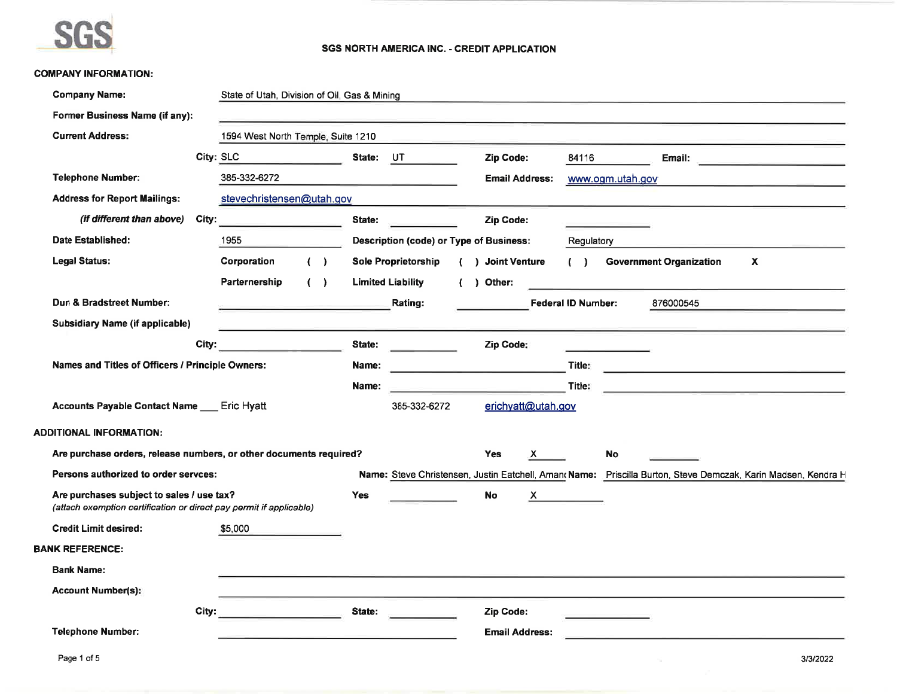SGS

# SGS NORTH AMERICA INC. - CREDIT APPLICATION

## COMPANY INFORMATION:

**Company Name:** State of Utah, Division of Oil, Gas & Mining

**Former Business Name (if any):**

**Current Address:** 1594 West North Temple, Suite 1210

**City:** SLC **State:** UT **Zip Code:** 84116 **Email:**

**Telephone Number:** 385-332-6272 **Email Address:** www.ogm.utah.gov

**Address for Report Mailings:** stevechristensen@utah.gov

***(if different than above)*** **City:** **State:** **Zip Code:**

**Date Established:** 1955 **Description (code) or Type of Business:** Regulatory

**Legal Status:**

- **Corporation** ( )
- **Sole Proprietorship** ( )
- **Joint Venture** ( )
- **Government Organization** X
- **Parternership** ( )
- **Limited Liability** ( )
- **Other:**

**Dun & Bradstreet Number:** **Rating:** **Federal ID Number:** 876000545

**Subsidiary Name (if applicable)**

**City:** **State:** **Zip Code:**

**Names and Titles of Officers / Principle Owners:**

**Name:** **Title:**

**Name:** **Title:**

**Accounts Payable Contact Name** ___ Eric Hyatt 385-332-6272 erichyatt@utah.gov

## ADDITIONAL INFORMATION:

**Are purchase orders, release numbers, or other documents required?** **Yes** X **No**

**Persons authorized to order servces:** **Name:** Steve Christensen, Justin Eatchell, Amanı **Name:** Priscilla Burton, Steve Demczak, Karin Madsen, Kendra H

**Are purchases subject to sales / use tax?** **Yes** **No** X
*(attach exemption certification or direct pay permit if applicable)*

**Credit Limit desired:** $5,000

## BANK REFERENCE:

**Bank Name:**

**Account Number(s):**

**City:** **State:** **Zip Code:**

**Telephone Number:** **Email Address:**

3/3/2022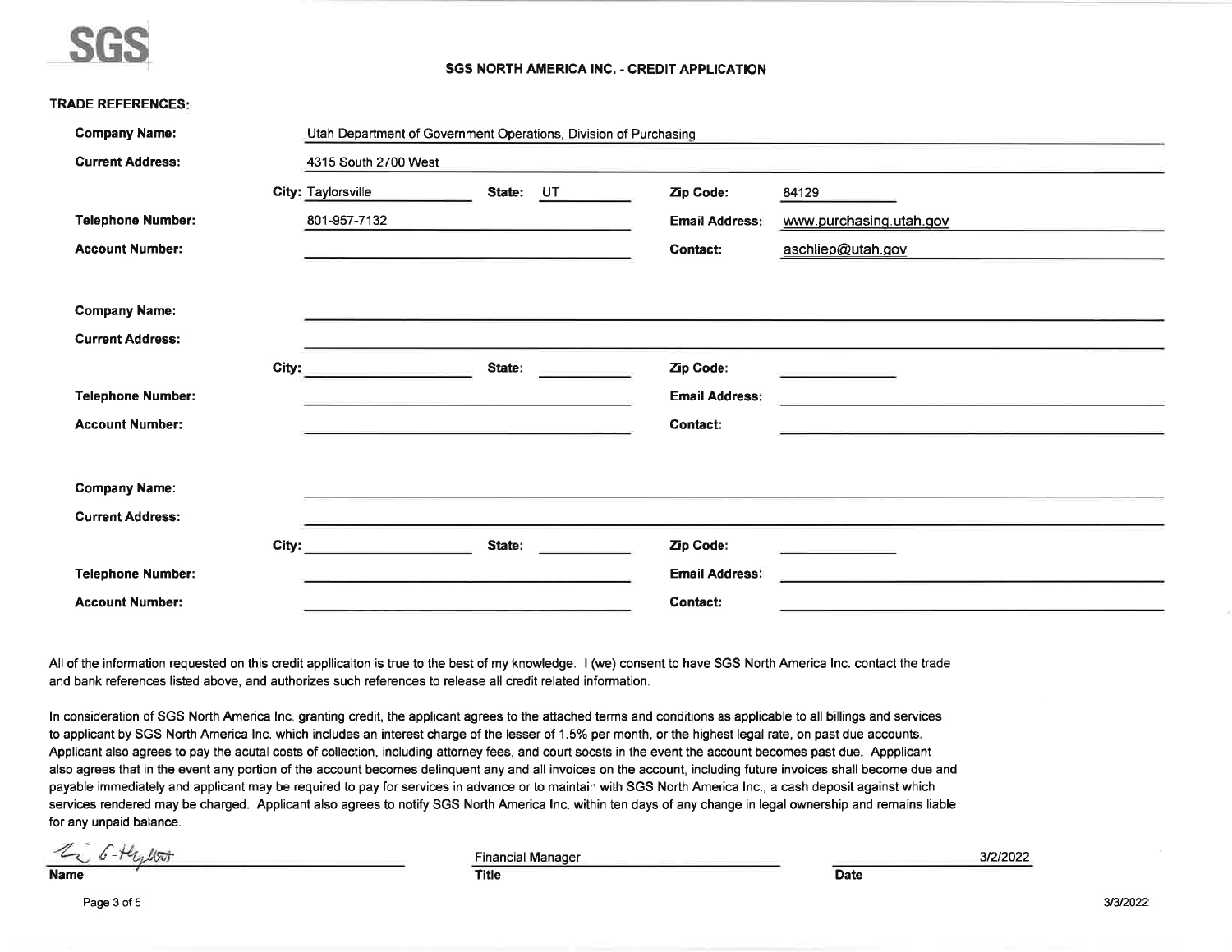**SGS NORTH AMERICA INC. - CREDIT APPLICATION**

**TRADE REFERENCES:**

| | | | |
|---|---|---|---|
| **Company Name:** | Utah Department of Government Operations, Division of Purchasing | | |
| **Current Address:** | 4315 South 2700 West | | |
| **City:** Taylorsville | **State:** UT | **Zip Code:** | 84129 |
| **Telephone Number:** | 801-957-7132 | **Email Address:** | www.purchasing.utah.gov |
| **Account Number:** | | **Contact:** | aschliep@utah.gov |

| | | | |
|---|---|---|---|
| **Company Name:** | | | |
| **Current Address:** | | | |
| **City:** | **State:** | **Zip Code:** | |
| **Telephone Number:** | | **Email Address:** | |
| **Account Number:** | | **Contact:** | |

| | | | |
|---|---|---|---|
| **Company Name:** | | | |
| **Current Address:** | | | |
| **City:** | **State:** | **Zip Code:** | |
| **Telephone Number:** | | **Email Address:** | |
| **Account Number:** | | **Contact:** | |

All of the information requested on this credit appllicaiton is true to the best of my knowledge. I (we) consent to have SGS North America Inc. contact the trade and bank references listed above, and authorizes such references to release all credit related information.

In consideration of SGS North America Inc. granting credit, the applicant agrees to the attached terms and conditions as applicable to all billings and services to applicant by SGS North America Inc. which includes an interest charge of the lesser of 1.5% per month, or the highest legal rate, on past due accounts. Applicant also agrees to pay the acutal costs of collection, including attorney fees, and court socsts in the event the account becomes past due. Appplicant also agrees that in the event any portion of the account becomes delinquent any and all invoices on the account, including future invoices shall become due and payable immediately and applicant may be required to pay for services in advance or to maintain with SGS North America Inc., a cash deposit against which services rendered may be charged. Applicant also agrees to notify SGS North America Inc. within ten days of any change in legal ownership and remains liable for any unpaid balance.

| [Signature] | Financial Manager | 3/2/2022 |
|---|---|---|
| **Name** | **Title** | **Date** |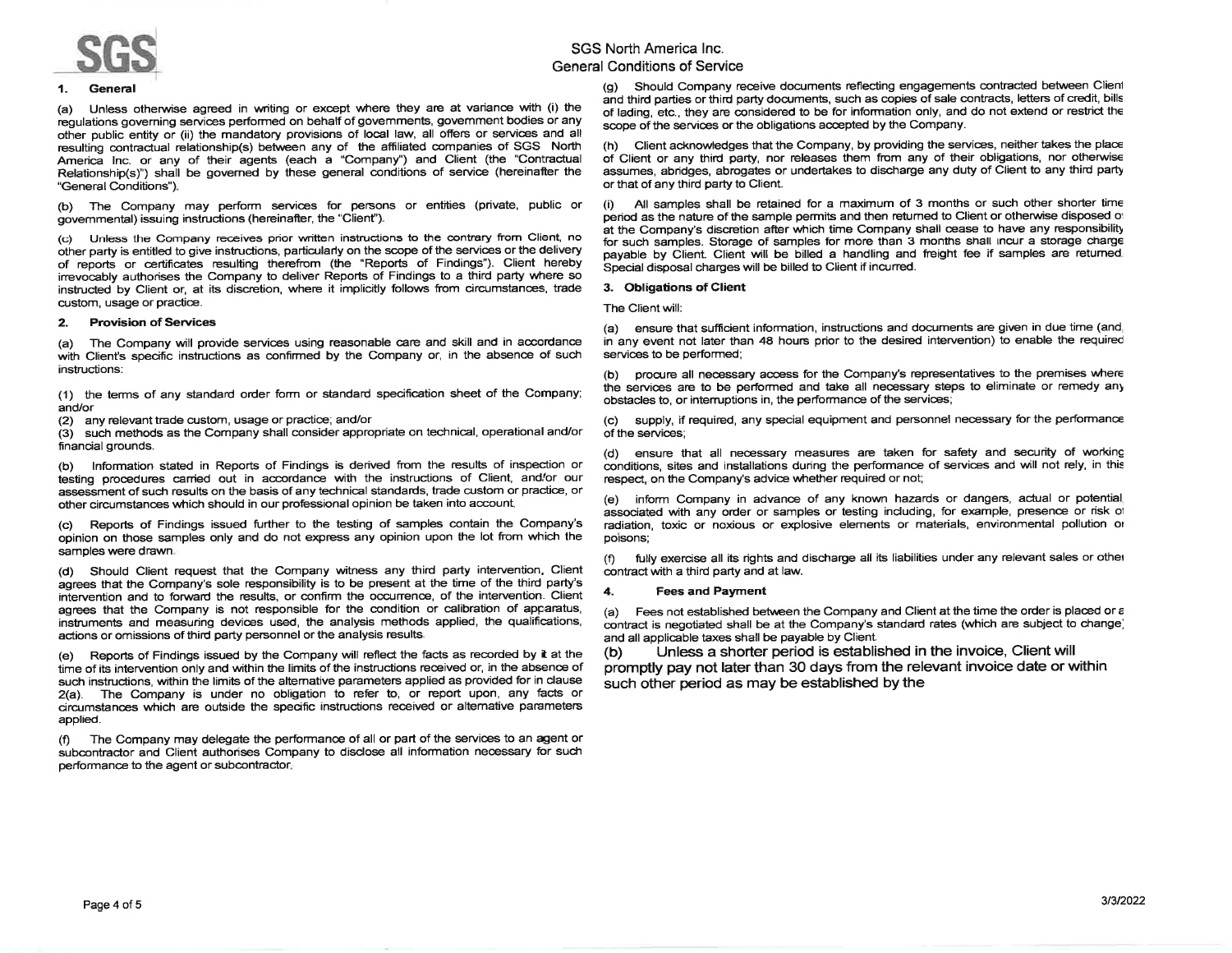# SGS North America Inc.
## General Conditions of Service

### 1. General

(a) Unless otherwise agreed in writing or except where they are at variance with (i) the regulations governing services performed on behalf of governments, government bodies or any other public entity or (ii) the mandatory provisions of local law, all offers or services and all resulting contractual relationship(s) between any of the affiliated companies of SGS North America Inc. or any of their agents (each a "Company") and Client (the "Contractual Relationship(s)") shall be governed by these general conditions of service (hereinafter the "General Conditions").

(b) The Company may perform services for persons or entities (private, public or governmental) issuing instructions (hereinafter, the "Client").

(c) Unless the Company receives prior written instructions to the contrary from Client, no other party is entitled to give instructions, particularly on the scope of the services or the delivery of reports or certificates resulting therefrom (the "Reports of Findings"). Client hereby irrevocably authorises the Company to deliver Reports of Findings to a third party where so instructed by Client or, at its discretion, where it implicitly follows from circumstances, trade custom, usage or practice.

### 2. Provision of Services

(a) The Company will provide services using reasonable care and skill and in accordance with Client's specific instructions as confirmed by the Company or, in the absence of such instructions:

(1) the terms of any standard order form or standard specification sheet of the Company; and/or

(2) any relevant trade custom, usage or practice; and/or

(3) such methods as the Company shall consider appropriate on technical, operational and/or financial grounds.

(b) Information stated in Reports of Findings is derived from the results of inspection or testing procedures carried out in accordance with the instructions of Client, and/or our assessment of such results on the basis of any technical standards, trade custom or practice, or other circumstances which should in our professional opinion be taken into account.

(c) Reports of Findings issued further to the testing of samples contain the Company's opinion on those samples only and do not express any opinion upon the lot from which the samples were drawn.

(d) Should Client request that the Company witness any third party intervention, Client agrees that the Company's sole responsibility is to be present at the time of the third party's intervention and to forward the results, or confirm the occurrence, of the intervention. Client agrees that the Company is not responsible for the condition or calibration of apparatus, instruments and measuring devices used, the analysis methods applied, the qualifications, actions or omissions of third party personnel or the analysis results.

(e) Reports of Findings issued by the Company will reflect the facts as recorded by it at the time of its intervention only and within the limits of the instructions received or, in the absence of such instructions, within the limits of the alternative parameters applied as provided for in clause 2(a). The Company is under no obligation to refer to, or report upon, any facts or circumstances which are outside the specific instructions received or alternative parameters applied.

(f) The Company may delegate the performance of all or part of the services to an agent or subcontractor and Client authorises Company to disclose all information necessary for such performance to the agent or subcontractor.

(g) Should Company receive documents reflecting engagements contracted between Client and third parties or third party documents, such as copies of sale contracts, letters of credit, bills of lading, etc., they are considered to be for information only, and do not extend or restrict the scope of the services or the obligations accepted by the Company.

(h) Client acknowledges that the Company, by providing the services, neither takes the place of Client or any third party, nor releases them from any of their obligations, nor otherwise assumes, abridges, abrogates or undertakes to discharge any duty of Client to any third party or that of any third party to Client.

(i) All samples shall be retained for a maximum of 3 months or such other shorter time period as the nature of the sample permits and then returned to Client or otherwise disposed of at the Company's discretion after which time Company shall cease to have any responsibility for such samples. Storage of samples for more than 3 months shall incur a storage charge payable by Client. Client will be billed a handling and freight fee if samples are returned. Special disposal charges will be billed to Client if incurred.

### 3. Obligations of Client

The Client will:

(a) ensure that sufficient information, instructions and documents are given in due time (and, in any event not later than 48 hours prior to the desired intervention) to enable the required services to be performed;

(b) procure all necessary access for the Company's representatives to the premises where the services are to be performed and take all necessary steps to eliminate or remedy any obstacles to, or interruptions in, the performance of the services;

(c) supply, if required, any special equipment and personnel necessary for the performance of the services;

(d) ensure that all necessary measures are taken for safety and security of working conditions, sites and installations during the performance of services and will not rely, in this respect, on the Company's advice whether required or not;

(e) inform Company in advance of any known hazards or dangers, actual or potential, associated with any order or samples or testing including, for example, presence or risk of radiation, toxic or noxious or explosive elements or materials, environmental pollution or poisons;

(f) fully exercise all its rights and discharge all its liabilities under any relevant sales or other contract with a third party and at law.

### 4. Fees and Payment

(a) Fees not established between the Company and Client at the time the order is placed or a contract is negotiated shall be at the Company's standard rates (which are subject to change) and all applicable taxes shall be payable by Client.

(b) Unless a shorter period is established in the invoice, Client will promptly pay not later than 30 days from the relevant invoice date or within such other period as may be established by the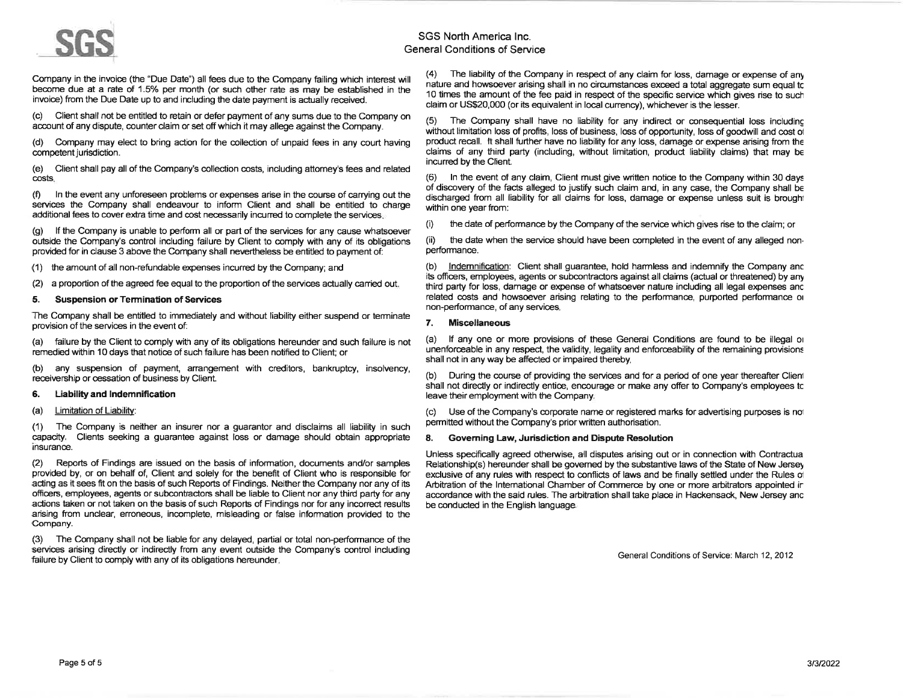Company in the invoice (the "Due Date") all fees due to the Company failing which interest will become due at a rate of 1.5% per month (or such other rate as may be established in the invoice) from the Due Date up to and including the date payment is actually received.

(c) Client shall not be entitled to retain or defer payment of any sums due to the Company on account of any dispute, counter claim or set off which it may allege against the Company.

(d) Company may elect to bring action for the collection of unpaid fees in any court having competent jurisdiction.

(e) Client shall pay all of the Company's collection costs, including attorney's fees and related costs.

(f) In the event any unforeseen problems or expenses arise in the course of carrying out the services the Company shall endeavour to inform Client and shall be entitled to charge additional fees to cover extra time and cost necessarily incurred to complete the services.

(g) If the Company is unable to perform all or part of the services for any cause whatsoever outside the Company's control including failure by Client to comply with any of its obligations provided for in clause 3 above the Company shall nevertheless be entitled to payment of:

(1) the amount of all non-refundable expenses incurred by the Company; and

(2) a proportion of the agreed fee equal to the proportion of the services actually carried out.

## 5. Suspension or Termination of Services

The Company shall be entitled to immediately and without liability either suspend or terminate provision of the services in the event of:

(a) failure by the Client to comply with any of its obligations hereunder and such failure is not remedied within 10 days that notice of such failure has been notified to Client; or

(b) any suspension of payment, arrangement with creditors, bankruptcy, insolvency, receivership or cessation of business by Client.

## 6. Liability and Indemnification

(a) Limitation of Liability:

(1) The Company is neither an insurer nor a guarantor and disclaims all liability in such capacity. Clients seeking a guarantee against loss or damage should obtain appropriate insurance.

(2) Reports of Findings are issued on the basis of information, documents and/or samples provided by, or on behalf of, Client and solely for the benefit of Client who is responsible for acting as it sees fit on the basis of such Reports of Findings. Neither the Company nor any of its officers, employees, agents or subcontractors shall be liable to Client nor any third party for any actions taken or not taken on the basis of such Reports of Findings nor for any incorrect results arising from unclear, erroneous, incomplete, misleading or false information provided to the Company.

(3) The Company shall not be liable for any delayed, partial or total non-performance of the services arising directly or indirectly from any event outside the Company's control including failure by Client to comply with any of its obligations hereunder.

(4) The liability of the Company in respect of any claim for loss, damage or expense of any nature and howsoever arising shall in no circumstances exceed a total aggregate sum equal to 10 times the amount of the fee paid in respect of the specific service which gives rise to such claim or US$20,000 (or its equivalent in local currency), whichever is the lesser.

(5) The Company shall have no liability for any indirect or consequential loss including without limitation loss of profits, loss of business, loss of opportunity, loss of goodwill and cost of product recall. It shall further have no liability for any loss, damage or expense arising from the claims of any third party (including, without limitation, product liability claims) that may be incurred by the Client.

(6) In the event of any claim, Client must give written notice to the Company within 30 days of discovery of the facts alleged to justify such claim and, in any case, the Company shall be discharged from all liability for all claims for loss, damage or expense unless suit is brought within one year from:

(i) the date of performance by the Company of the service which gives rise to the claim; or

(ii) the date when the service should have been completed in the event of any alleged non-performance.

(b) Indemnification: Client shall guarantee, hold harmless and indemnify the Company and its officers, employees, agents or subcontractors against all claims (actual or threatened) by any third party for loss, damage or expense of whatsoever nature including all legal expenses and related costs and howsoever arising relating to the performance, purported performance or non-performance, of any services.

## 7. Miscellaneous

(a) If any one or more provisions of these General Conditions are found to be illegal or unenforceable in any respect, the validity, legality and enforceability of the remaining provisions shall not in any way be affected or impaired thereby.

(b) During the course of providing the services and for a period of one year thereafter Client shall not directly or indirectly entice, encourage or make any offer to Company's employees to leave their employment with the Company.

(c) Use of the Company's corporate name or registered marks for advertising purposes is not permitted without the Company's prior written authorisation.

## 8. Governing Law, Jurisdiction and Dispute Resolution

Unless specifically agreed otherwise, all disputes arising out or in connection with Contractual Relationship(s) hereunder shall be governed by the substantive laws of the State of New Jersey exclusive of any rules with respect to conflicts of laws and be finally settled under the Rules of Arbitration of the International Chamber of Commerce by one or more arbitrators appointed in accordance with the said rules. The arbitration shall take place in Hackensack, New Jersey and be conducted in the English language.

General Conditions of Service: March 12, 2012